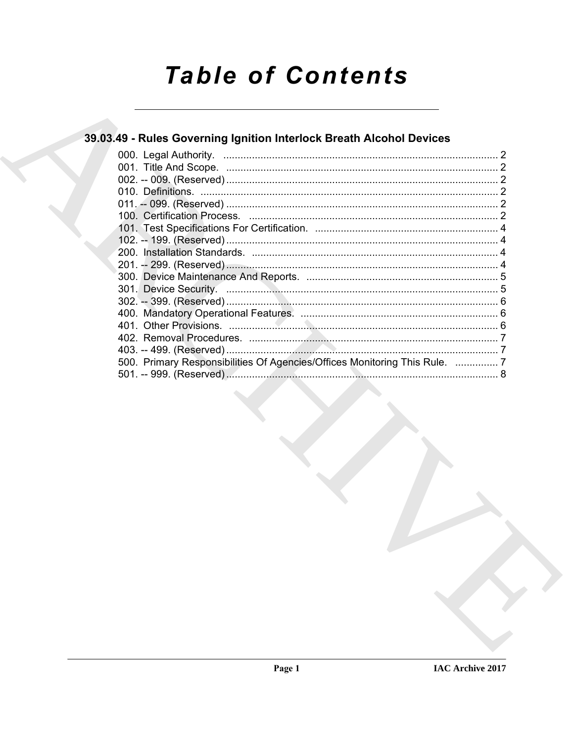# Table of Contents

## 39.03.49 - Rules Governing Ignition Interlock Breath Alcohol Devices

000. Legal Authority. ..... 2
001. Title And Scope. ..... 2
002. -- 009. (Reserved) ..... 2
010. Definitions. ..... 2
011. -- 099. (Reserved) ..... 2
100. Certification Process. ..... 2
101. Test Specifications For Certification. ..... 4
102. -- 199. (Reserved) ..... 4
200. Installation Standards. ..... 4
201. -- 299. (Reserved) ..... 4
300. Device Maintenance And Reports. ..... 5
301. Device Security. ..... 5
302. -- 399. (Reserved) ..... 6
400. Mandatory Operational Features. ..... 6
401. Other Provisions. ..... 6
402. Removal Procedures. ..... 7
403. -- 499. (Reserved) ..... 7
500. Primary Responsibilities Of Agencies/Offices Monitoring This Rule. ..... 7
501. -- 999. (Reserved) ..... 8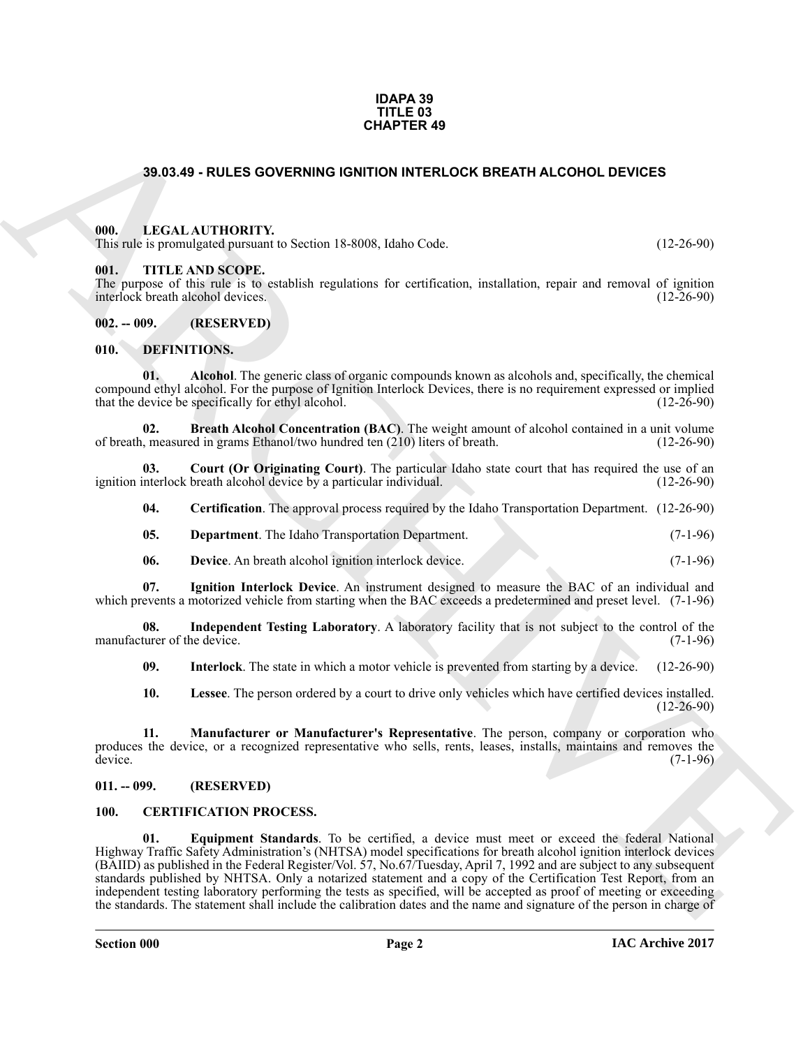**IDAPA 39**
**TITLE 03**
**CHAPTER 49**

## 39.03.49 - RULES GOVERNING IGNITION INTERLOCK BREATH ALCOHOL DEVICES

### 000. LEGAL AUTHORITY.

This rule is promulgated pursuant to Section 18-8008, Idaho Code. (12-26-90)

### 001. TITLE AND SCOPE.

The purpose of this rule is to establish regulations for certification, installation, repair and removal of ignition interlock breath alcohol devices. (12-26-90)

### 002. -- 009. (RESERVED)

### 010. DEFINITIONS.

**01. Alcohol**. The generic class of organic compounds known as alcohols and, specifically, the chemical compound ethyl alcohol. For the purpose of Ignition Interlock Devices, there is no requirement expressed or implied that the device be specifically for ethyl alcohol. (12-26-90)

**02. Breath Alcohol Concentration (BAC)**. The weight amount of alcohol contained in a unit volume of breath, measured in grams Ethanol/two hundred ten (210) liters of breath. (12-26-90)

**03. Court (Or Originating Court)**. The particular Idaho state court that has required the use of an ignition interlock breath alcohol device by a particular individual. (12-26-90)

**04. Certification**. The approval process required by the Idaho Transportation Department. (12-26-90)

**05. Department**. The Idaho Transportation Department. (7-1-96)

**06. Device**. An breath alcohol ignition interlock device. (7-1-96)

**07. Ignition Interlock Device**. An instrument designed to measure the BAC of an individual and which prevents a motorized vehicle from starting when the BAC exceeds a predetermined and preset level. (7-1-96)

**08. Independent Testing Laboratory**. A laboratory facility that is not subject to the control of the manufacturer of the device. (7-1-96)

**09. Interlock**. The state in which a motor vehicle is prevented from starting by a device. (12-26-90)

**10. Lessee**. The person ordered by a court to drive only vehicles which have certified devices installed. (12-26-90)

**11. Manufacturer or Manufacturer's Representative**. The person, company or corporation who produces the device, or a recognized representative who sells, rents, leases, installs, maintains and removes the device. (7-1-96)

### 011. -- 099. (RESERVED)

### 100. CERTIFICATION PROCESS.

**01. Equipment Standards**. To be certified, a device must meet or exceed the federal National Highway Traffic Safety Administration's (NHTSA) model specifications for breath alcohol ignition interlock devices (BAIID) as published in the Federal Register/Vol. 57, No.67/Tuesday, April 7, 1992 and are subject to any subsequent standards published by NHTSA. Only a notarized statement and a copy of the Certification Test Report, from an independent testing laboratory performing the tests as specified, will be accepted as proof of meeting or exceeding the standards. The statement shall include the calibration dates and the name and signature of the person in charge of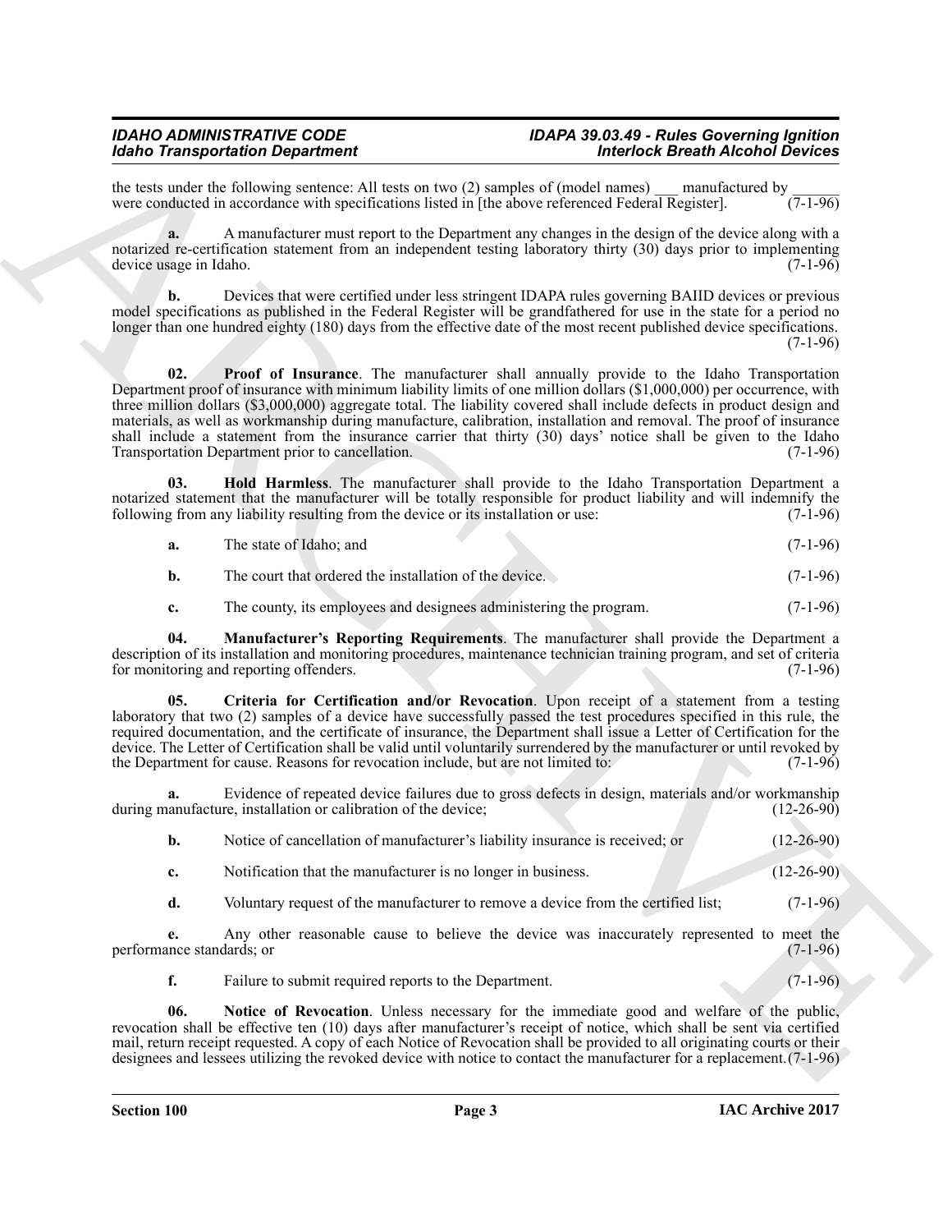the tests under the following sentence: All tests on two (2) samples of (model names) ___ manufactured by ______ were conducted in accordance with specifications listed in [the above referenced Federal Register]. (7-1-96)

**a.** A manufacturer must report to the Department any changes in the design of the device along with a notarized re-certification statement from an independent testing laboratory thirty (30) days prior to implementing device usage in Idaho. (7-1-96)

**b.** Devices that were certified under less stringent IDAPA rules governing BAIID devices or previous model specifications as published in the Federal Register will be grandfathered for use in the state for a period no longer than one hundred eighty (180) days from the effective date of the most recent published device specifications. (7-1-96)

**02. Proof of Insurance**. The manufacturer shall annually provide to the Idaho Transportation Department proof of insurance with minimum liability limits of one million dollars ($1,000,000) per occurrence, with three million dollars ($3,000,000) aggregate total. The liability covered shall include defects in product design and materials, as well as workmanship during manufacture, calibration, installation and removal. The proof of insurance shall include a statement from the insurance carrier that thirty (30) days' notice shall be given to the Idaho Transportation Department prior to cancellation. (7-1-96)

**03. Hold Harmless**. The manufacturer shall provide to the Idaho Transportation Department a notarized statement that the manufacturer will be totally responsible for product liability and will indemnify the following from any liability resulting from the device or its installation or use: (7-1-96)

**a.** The state of Idaho; and (7-1-96)

**b.** The court that ordered the installation of the device. (7-1-96)

**c.** The county, its employees and designees administering the program. (7-1-96)

**04. Manufacturer's Reporting Requirements**. The manufacturer shall provide the Department a description of its installation and monitoring procedures, maintenance technician training program, and set of criteria for monitoring and reporting offenders. (7-1-96)

**05. Criteria for Certification and/or Revocation**. Upon receipt of a statement from a testing laboratory that two (2) samples of a device have successfully passed the test procedures specified in this rule, the required documentation, and the certificate of insurance, the Department shall issue a Letter of Certification for the device. The Letter of Certification shall be valid until voluntarily surrendered by the manufacturer or until revoked by the Department for cause. Reasons for revocation include, but are not limited to: (7-1-96)

**a.** Evidence of repeated device failures due to gross defects in design, materials and/or workmanship during manufacture, installation or calibration of the device; (12-26-90)

**b.** Notice of cancellation of manufacturer's liability insurance is received; or (12-26-90)

**c.** Notification that the manufacturer is no longer in business. (12-26-90)

**d.** Voluntary request of the manufacturer to remove a device from the certified list; (7-1-96)

**e.** Any other reasonable cause to believe the device was inaccurately represented to meet the performance standards; or (7-1-96)

**f.** Failure to submit required reports to the Department. (7-1-96)

**06. Notice of Revocation**. Unless necessary for the immediate good and welfare of the public, revocation shall be effective ten (10) days after manufacturer's receipt of notice, which shall be sent via certified mail, return receipt requested. A copy of each Notice of Revocation shall be provided to all originating courts or their designees and lessees utilizing the revoked device with notice to contact the manufacturer for a replacement. (7-1-96)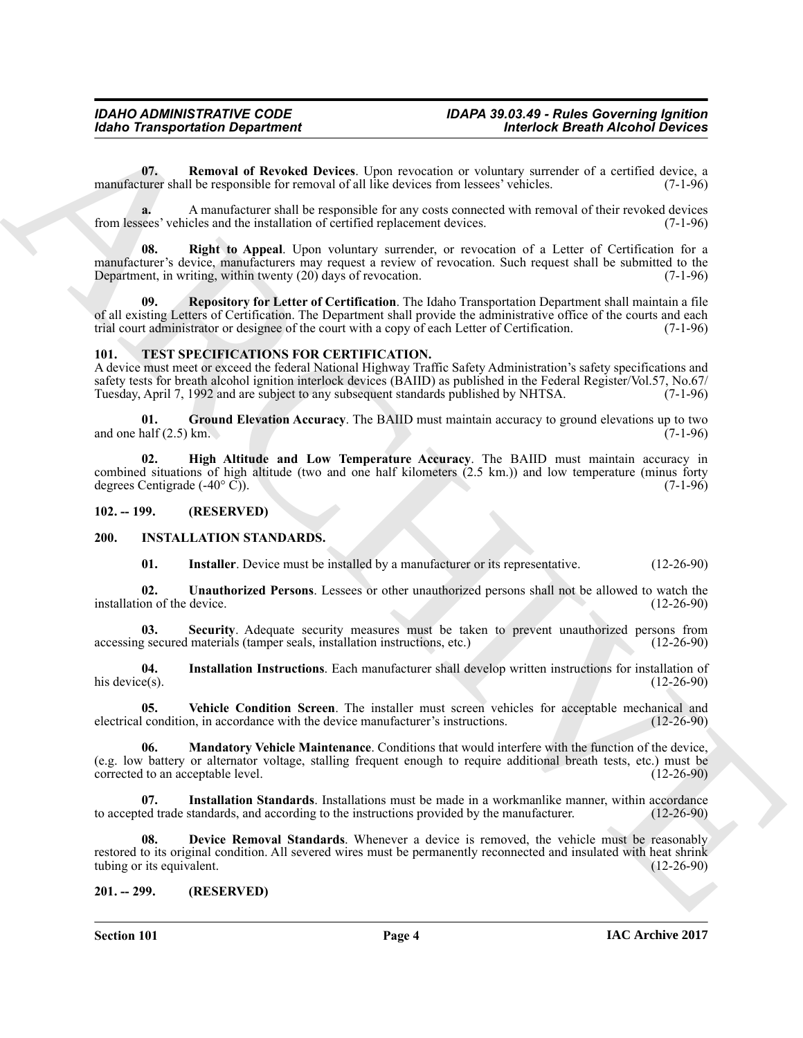**07. Removal of Revoked Devices**. Upon revocation or voluntary surrender of a certified device, a manufacturer shall be responsible for removal of all like devices from lessees' vehicles. (7-1-96)

**a.** A manufacturer shall be responsible for any costs connected with removal of their revoked devices from lessees' vehicles and the installation of certified replacement devices. (7-1-96)

**08. Right to Appeal**. Upon voluntary surrender, or revocation of a Letter of Certification for a manufacturer's device, manufacturers may request a review of revocation. Such request shall be submitted to the Department, in writing, within twenty (20) days of revocation. (7-1-96)

**09. Repository for Letter of Certification**. The Idaho Transportation Department shall maintain a file of all existing Letters of Certification. The Department shall provide the administrative office of the courts and each trial court administrator or designee of the court with a copy of each Letter of Certification. (7-1-96)

## 101. TEST SPECIFICATIONS FOR CERTIFICATION.

A device must meet or exceed the federal National Highway Traffic Safety Administration's safety specifications and safety tests for breath alcohol ignition interlock devices (BAIID) as published in the Federal Register/Vol.57, No.67/ Tuesday, April 7, 1992 and are subject to any subsequent standards published by NHTSA. (7-1-96)

**01. Ground Elevation Accuracy**. The BAIID must maintain accuracy to ground elevations up to two and one half (2.5) km. (7-1-96)

**02. High Altitude and Low Temperature Accuracy**. The BAIID must maintain accuracy in combined situations of high altitude (two and one half kilometers (2.5 km.)) and low temperature (minus forty degrees Centigrade (-40° C)). (7-1-96)

## 102. -- 199. (RESERVED)

## 200. INSTALLATION STANDARDS.

**01. Installer**. Device must be installed by a manufacturer or its representative. (12-26-90)

**02. Unauthorized Persons**. Lessees or other unauthorized persons shall not be allowed to watch the installation of the device. (12-26-90)

**03. Security**. Adequate security measures must be taken to prevent unauthorized persons from accessing secured materials (tamper seals, installation instructions, etc.) (12-26-90)

**04. Installation Instructions**. Each manufacturer shall develop written instructions for installation of his device(s). (12-26-90)

**05. Vehicle Condition Screen**. The installer must screen vehicles for acceptable mechanical and electrical condition, in accordance with the device manufacturer's instructions. (12-26-90)

**06. Mandatory Vehicle Maintenance**. Conditions that would interfere with the function of the device, (e.g. low battery or alternator voltage, stalling frequent enough to require additional breath tests, etc.) must be corrected to an acceptable level. (12-26-90)

**07. Installation Standards**. Installations must be made in a workmanlike manner, within accordance to accepted trade standards, and according to the instructions provided by the manufacturer. (12-26-90)

**08. Device Removal Standards**. Whenever a device is removed, the vehicle must be reasonably restored to its original condition. All severed wires must be permanently reconnected and insulated with heat shrink tubing or its equivalent. (12-26-90)

## 201. -- 299. (RESERVED)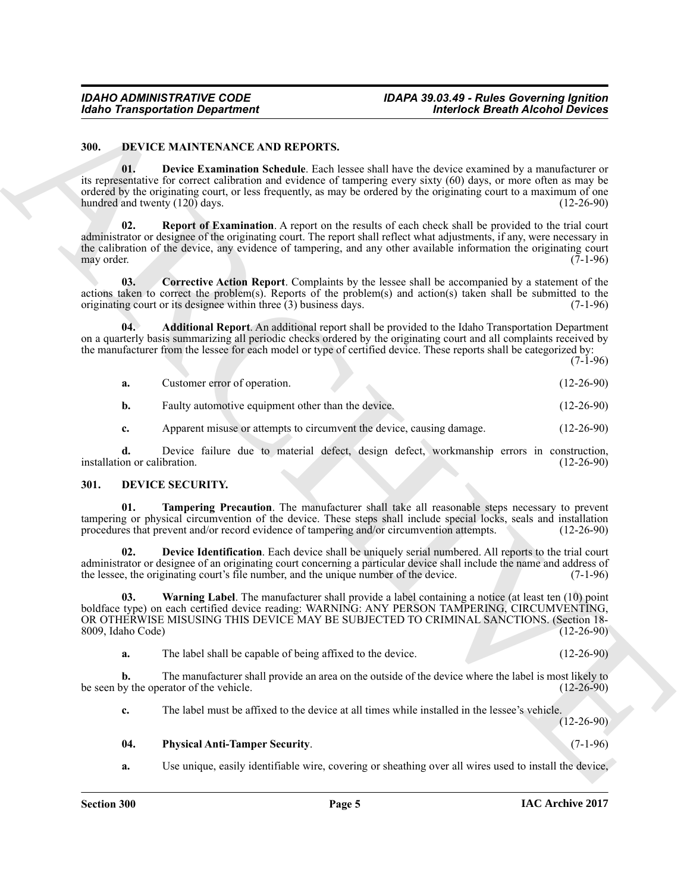## 300. DEVICE MAINTENANCE AND REPORTS.

**01. Device Examination Schedule**. Each lessee shall have the device examined by a manufacturer or its representative for correct calibration and evidence of tampering every sixty (60) days, or more often as may be ordered by the originating court, or less frequently, as may be ordered by the originating court to a maximum of one hundred and twenty (120) days. (12-26-90)

**02. Report of Examination**. A report on the results of each check shall be provided to the trial court administrator or designee of the originating court. The report shall reflect what adjustments, if any, were necessary in the calibration of the device, any evidence of tampering, and any other available information the originating court may order. (7-1-96)

**03. Corrective Action Report**. Complaints by the lessee shall be accompanied by a statement of the actions taken to correct the problem(s). Reports of the problem(s) and action(s) taken shall be submitted to the originating court or its designee within three (3) business days. (7-1-96)

**04. Additional Report**. An additional report shall be provided to the Idaho Transportation Department on a quarterly basis summarizing all periodic checks ordered by the originating court and all complaints received by the manufacturer from the lessee for each model or type of certified device. These reports shall be categorized by: (7-1-96)

**a.** Customer error of operation. (12-26-90)

**b.** Faulty automotive equipment other than the device. (12-26-90)

**c.** Apparent misuse or attempts to circumvent the device, causing damage. (12-26-90)

**d.** Device failure due to material defect, design defect, workmanship errors in construction, installation or calibration. (12-26-90)

## 301. DEVICE SECURITY.

**01. Tampering Precaution**. The manufacturer shall take all reasonable steps necessary to prevent tampering or physical circumvention of the device. These steps shall include special locks, seals and installation procedures that prevent and/or record evidence of tampering and/or circumvention attempts. (12-26-90)

**02. Device Identification**. Each device shall be uniquely serial numbered. All reports to the trial court administrator or designee of an originating court concerning a particular device shall include the name and address of the lessee, the originating court's file number, and the unique number of the device. (7-1-96)

**03. Warning Label**. The manufacturer shall provide a label containing a notice (at least ten (10) point boldface type) on each certified device reading: WARNING: ANY PERSON TAMPERING, CIRCUMVENTING, OR OTHERWISE MISUSING THIS DEVICE MAY BE SUBJECTED TO CRIMINAL SANCTIONS. (Section 18-8009, Idaho Code) (12-26-90)

**a.** The label shall be capable of being affixed to the device. (12-26-90)

**b.** The manufacturer shall provide an area on the outside of the device where the label is most likely to be seen by the operator of the vehicle. (12-26-90)

**c.** The label must be affixed to the device at all times while installed in the lessee's vehicle. (12-26-90)

**04. Physical Anti-Tamper Security**. (7-1-96)

**a.** Use unique, easily identifiable wire, covering or sheathing over all wires used to install the device,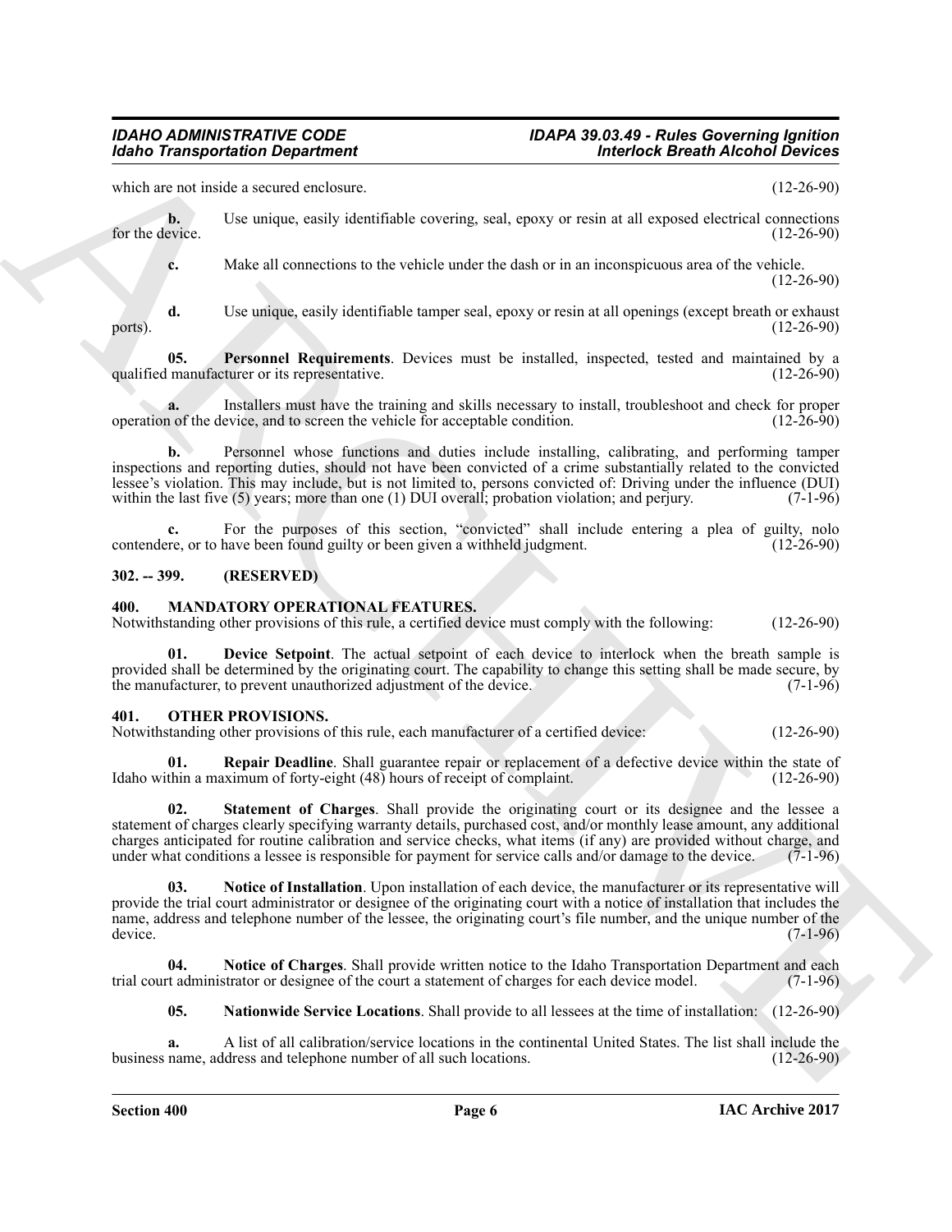which are not inside a secured enclosure. (12-26-90)

**b.** Use unique, easily identifiable covering, seal, epoxy or resin at all exposed electrical connections for the device. (12-26-90)

**c.** Make all connections to the vehicle under the dash or in an inconspicuous area of the vehicle. (12-26-90)

**d.** Use unique, easily identifiable tamper seal, epoxy or resin at all openings (except breath or exhaust ports). (12-26-90)

**05. Personnel Requirements**. Devices must be installed, inspected, tested and maintained by a qualified manufacturer or its representative. (12-26-90)

**a.** Installers must have the training and skills necessary to install, troubleshoot and check for proper operation of the device, and to screen the vehicle for acceptable condition. (12-26-90)

**b.** Personnel whose functions and duties include installing, calibrating, and performing tamper inspections and reporting duties, should not have been convicted of a crime substantially related to the convicted lessee's violation. This may include, but is not limited to, persons convicted of: Driving under the influence (DUI) within the last five (5) years; more than one (1) DUI overall; probation violation; and perjury. (7-1-96)

**c.** For the purposes of this section, "convicted" shall include entering a plea of guilty, nolo contendere, or to have been found guilty or been given a withheld judgment. (12-26-90)

## 302. -- 399. (RESERVED)

## 400. MANDATORY OPERATIONAL FEATURES.

Notwithstanding other provisions of this rule, a certified device must comply with the following: (12-26-90)

**01. Device Setpoint**. The actual setpoint of each device to interlock when the breath sample is provided shall be determined by the originating court. The capability to change this setting shall be made secure, by the manufacturer, to prevent unauthorized adjustment of the device. (7-1-96)

## 401. OTHER PROVISIONS.

Notwithstanding other provisions of this rule, each manufacturer of a certified device: (12-26-90)

**01. Repair Deadline**. Shall guarantee repair or replacement of a defective device within the state of Idaho within a maximum of forty-eight (48) hours of receipt of complaint. (12-26-90)

**02. Statement of Charges**. Shall provide the originating court or its designee and the lessee a statement of charges clearly specifying warranty details, purchased cost, and/or monthly lease amount, any additional charges anticipated for routine calibration and service checks, what items (if any) are provided without charge, and under what conditions a lessee is responsible for payment for service calls and/or damage to the device. (7-1-96)

**03. Notice of Installation**. Upon installation of each device, the manufacturer or its representative will provide the trial court administrator or designee of the originating court with a notice of installation that includes the name, address and telephone number of the lessee, the originating court's file number, and the unique number of the device. (7-1-96)

**04. Notice of Charges**. Shall provide written notice to the Idaho Transportation Department and each trial court administrator or designee of the court a statement of charges for each device model. (7-1-96)

**05. Nationwide Service Locations**. Shall provide to all lessees at the time of installation: (12-26-90)

**a.** A list of all calibration/service locations in the continental United States. The list shall include the business name, address and telephone number of all such locations. (12-26-90)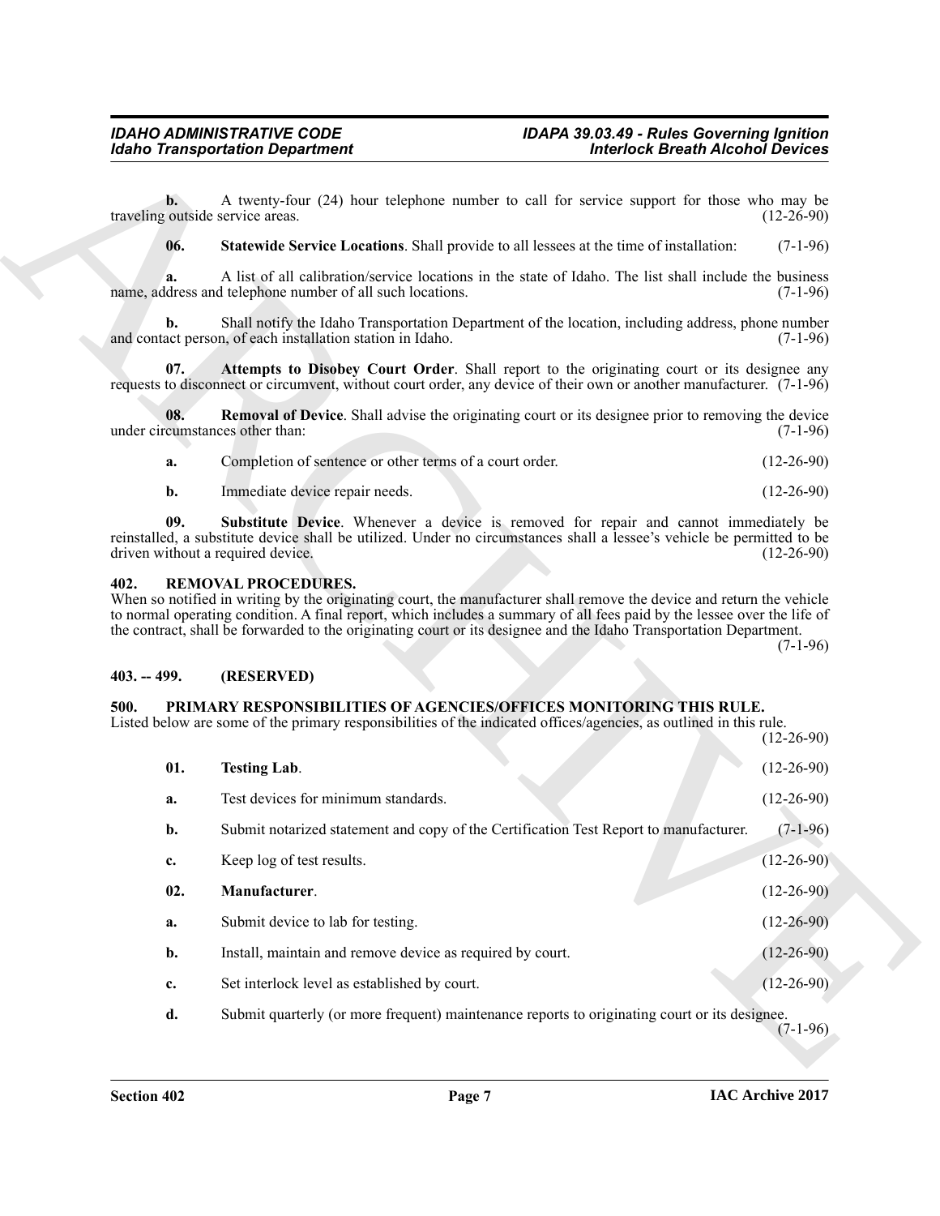**b.** A twenty-four (24) hour telephone number to call for service support for those who may be traveling outside service areas. (12-26-90)

**06. Statewide Service Locations**. Shall provide to all lessees at the time of installation: (7-1-96)

**a.** A list of all calibration/service locations in the state of Idaho. The list shall include the business name, address and telephone number of all such locations. (7-1-96)

**b.** Shall notify the Idaho Transportation Department of the location, including address, phone number and contact person, of each installation station in Idaho. (7-1-96)

**07. Attempts to Disobey Court Order**. Shall report to the originating court or its designee any requests to disconnect or circumvent, without court order, any device of their own or another manufacturer. (7-1-96)

**08. Removal of Device**. Shall advise the originating court or its designee prior to removing the device under circumstances other than: (7-1-96)

**a.** Completion of sentence or other terms of a court order. (12-26-90)

**b.** Immediate device repair needs. (12-26-90)

**09. Substitute Device**. Whenever a device is removed for repair and cannot immediately be reinstalled, a substitute device shall be utilized. Under no circumstances shall a lessee's vehicle be permitted to be driven without a required device. (12-26-90)

## 402. REMOVAL PROCEDURES.

When so notified in writing by the originating court, the manufacturer shall remove the device and return the vehicle to normal operating condition. A final report, which includes a summary of all fees paid by the lessee over the life of the contract, shall be forwarded to the originating court or its designee and the Idaho Transportation Department. (7-1-96)

## 403. -- 499. (RESERVED)

## 500. PRIMARY RESPONSIBILITIES OF AGENCIES/OFFICES MONITORING THIS RULE.

Listed below are some of the primary responsibilities of the indicated offices/agencies, as outlined in this rule. (12-26-90)

**01. Testing Lab**. (12-26-90)

**a.** Test devices for minimum standards. (12-26-90)

**b.** Submit notarized statement and copy of the Certification Test Report to manufacturer. (7-1-96)

**c.** Keep log of test results. (12-26-90)

**02. Manufacturer**. (12-26-90)

**a.** Submit device to lab for testing. (12-26-90)

**b.** Install, maintain and remove device as required by court. (12-26-90)

**c.** Set interlock level as established by court. (12-26-90)

**d.** Submit quarterly (or more frequent) maintenance reports to originating court or its designee. (7-1-96)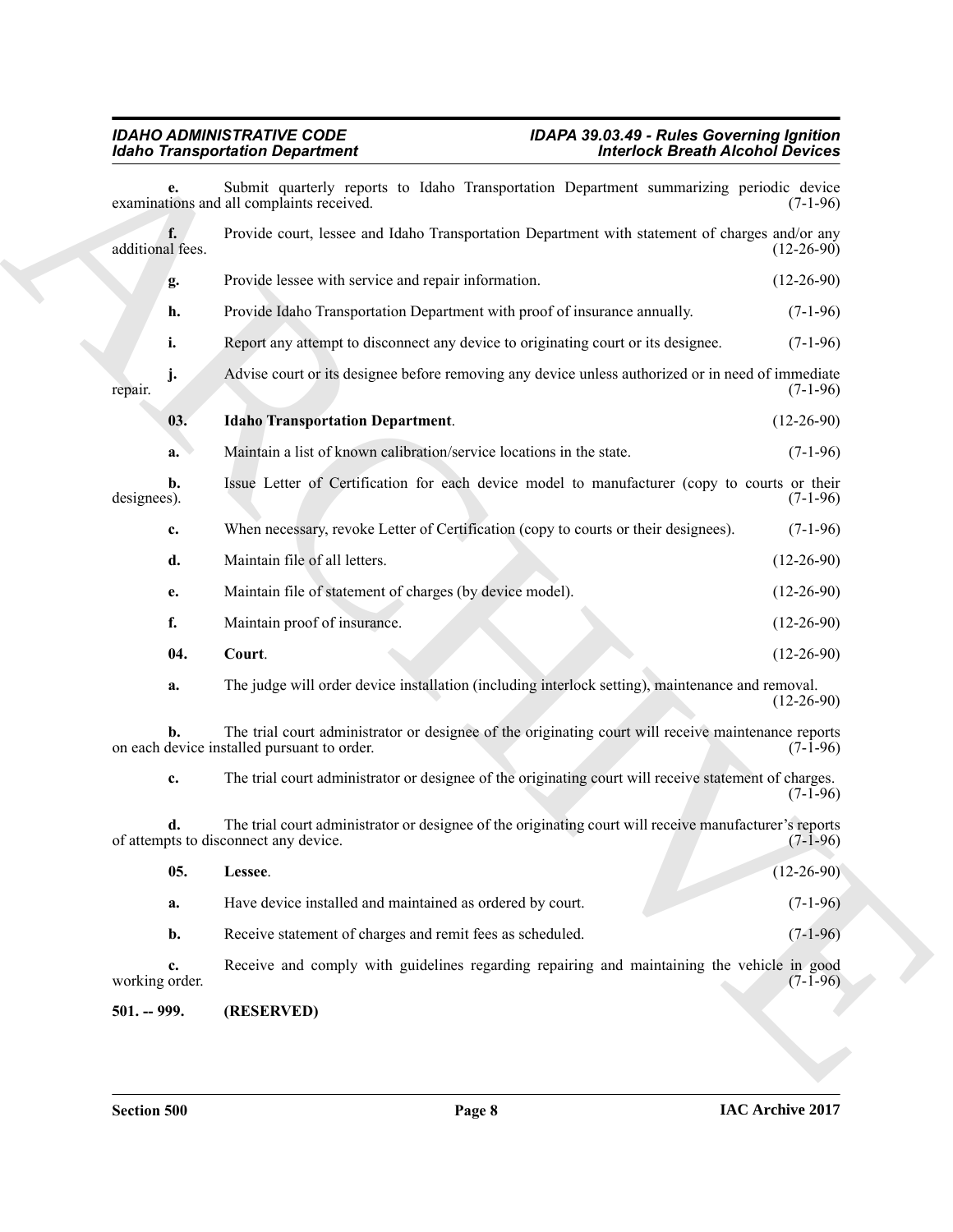**e.** Submit quarterly reports to Idaho Transportation Department summarizing periodic device examinations and all complaints received. (7-1-96)

**f.** Provide court, lessee and Idaho Transportation Department with statement of charges and/or any additional fees. (12-26-90)

**g.** Provide lessee with service and repair information. (12-26-90)

**h.** Provide Idaho Transportation Department with proof of insurance annually. (7-1-96)

**i.** Report any attempt to disconnect any device to originating court or its designee. (7-1-96)

**j.** Advise court or its designee before removing any device unless authorized or in need of immediate repair. (7-1-96)

**03. Idaho Transportation Department**. (12-26-90)

**a.** Maintain a list of known calibration/service locations in the state. (7-1-96)

**b.** Issue Letter of Certification for each device model to manufacturer (copy to courts or their designees). (7-1-96)

**c.** When necessary, revoke Letter of Certification (copy to courts or their designees). (7-1-96)

**d.** Maintain file of all letters. (12-26-90)

**e.** Maintain file of statement of charges (by device model). (12-26-90)

**f.** Maintain proof of insurance. (12-26-90)

**04. Court**. (12-26-90)

**a.** The judge will order device installation (including interlock setting), maintenance and removal. (12-26-90)

**b.** The trial court administrator or designee of the originating court will receive maintenance reports on each device installed pursuant to order. (7-1-96)

**c.** The trial court administrator or designee of the originating court will receive statement of charges. (7-1-96)

**d.** The trial court administrator or designee of the originating court will receive manufacturer's reports of attempts to disconnect any device. (7-1-96)

**05. Lessee**. (12-26-90)

**a.** Have device installed and maintained as ordered by court. (7-1-96)

**b.** Receive statement of charges and remit fees as scheduled. (7-1-96)

**c.** Receive and comply with guidelines regarding repairing and maintaining the vehicle in good working order. (7-1-96)

**501. -- 999. (RESERVED)**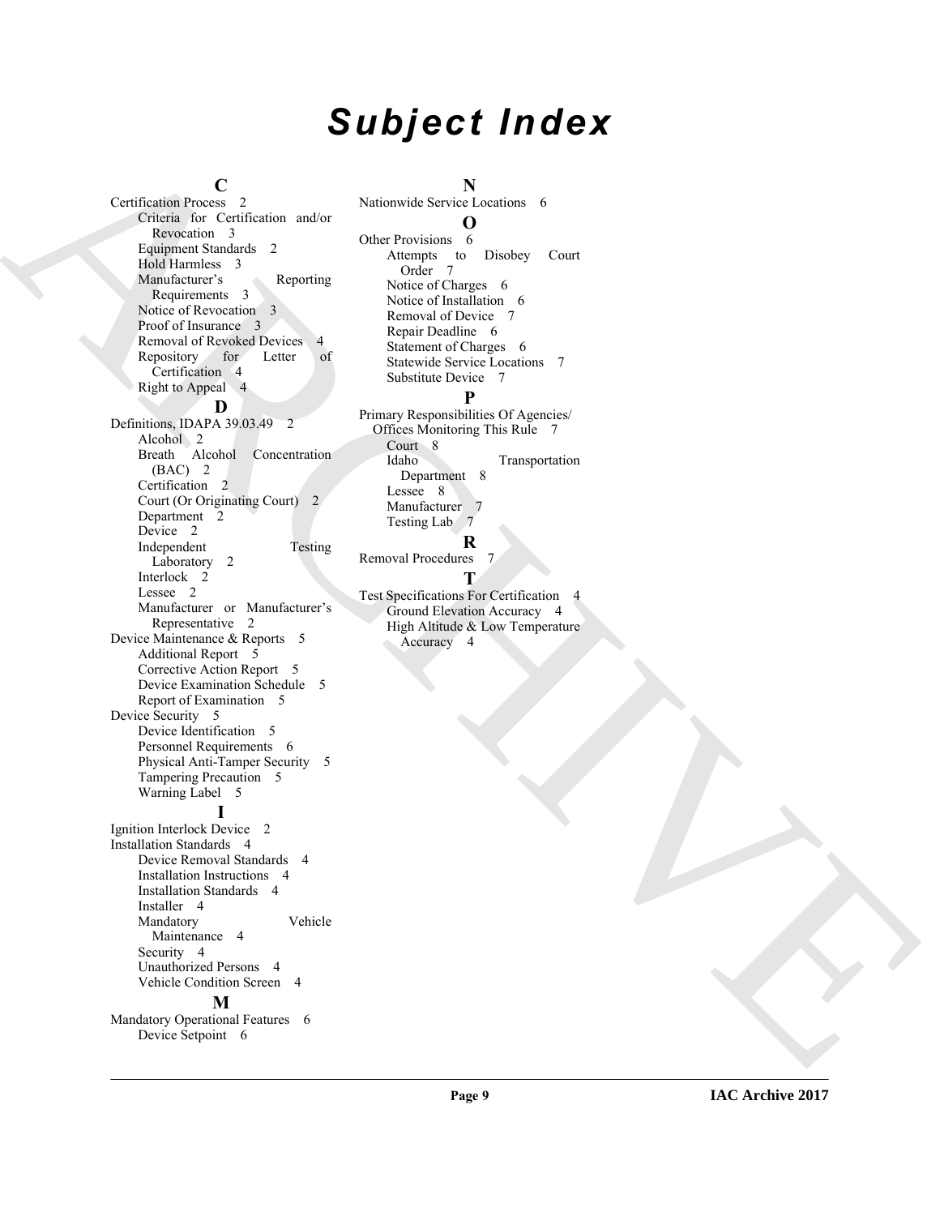# Subject Index

**C**

Certification Process 2
- Criteria for Certification and/or Revocation 3
- Equipment Standards 2
- Hold Harmless 3
- Manufacturer's Reporting Requirements 3
- Notice of Revocation 3
- Proof of Insurance 3
- Removal of Revoked Devices 4
- Repository for Letter of Certification 4
- Right to Appeal 4

**D**

Definitions, IDAPA 39.03.49 2
- Alcohol 2
- Breath Alcohol Concentration (BAC) 2
- Certification 2
- Court (Or Originating Court) 2
- Department 2
- Device 2
- Independent Testing Laboratory 2
- Interlock 2
- Lessee 2
- Manufacturer or Manufacturer's Representative 2

Device Maintenance & Reports 5
- Additional Report 5
- Corrective Action Report 5
- Device Examination Schedule 5
- Report of Examination 5

Device Security 5
- Device Identification 5
- Personnel Requirements 6
- Physical Anti-Tamper Security 5
- Tampering Precaution 5
- Warning Label 5

**I**

Ignition Interlock Device 2

Installation Standards 4
- Device Removal Standards 4
- Installation Instructions 4
- Installation Standards 4
- Installer 4
- Mandatory Vehicle Maintenance 4
- Security 4
- Unauthorized Persons 4
- Vehicle Condition Screen 4

**M**

Mandatory Operational Features 6
- Device Setpoint 6

**N**

Nationwide Service Locations 6

**O**

Other Provisions 6
- Attempts to Disobey Court Order 7
- Notice of Charges 6
- Notice of Installation 6
- Removal of Device 7
- Repair Deadline 6
- Statement of Charges 6
- Statewide Service Locations 7
- Substitute Device 7

**P**

Primary Responsibilities Of Agencies/Offices Monitoring This Rule 7
- Court 8
- Idaho Transportation Department 8
- Lessee 8
- Manufacturer 7
- Testing Lab 7

**R**

Removal Procedures 7

**T**

Test Specifications For Certification 4
- Ground Elevation Accuracy 4
- High Altitude & Low Temperature Accuracy 4